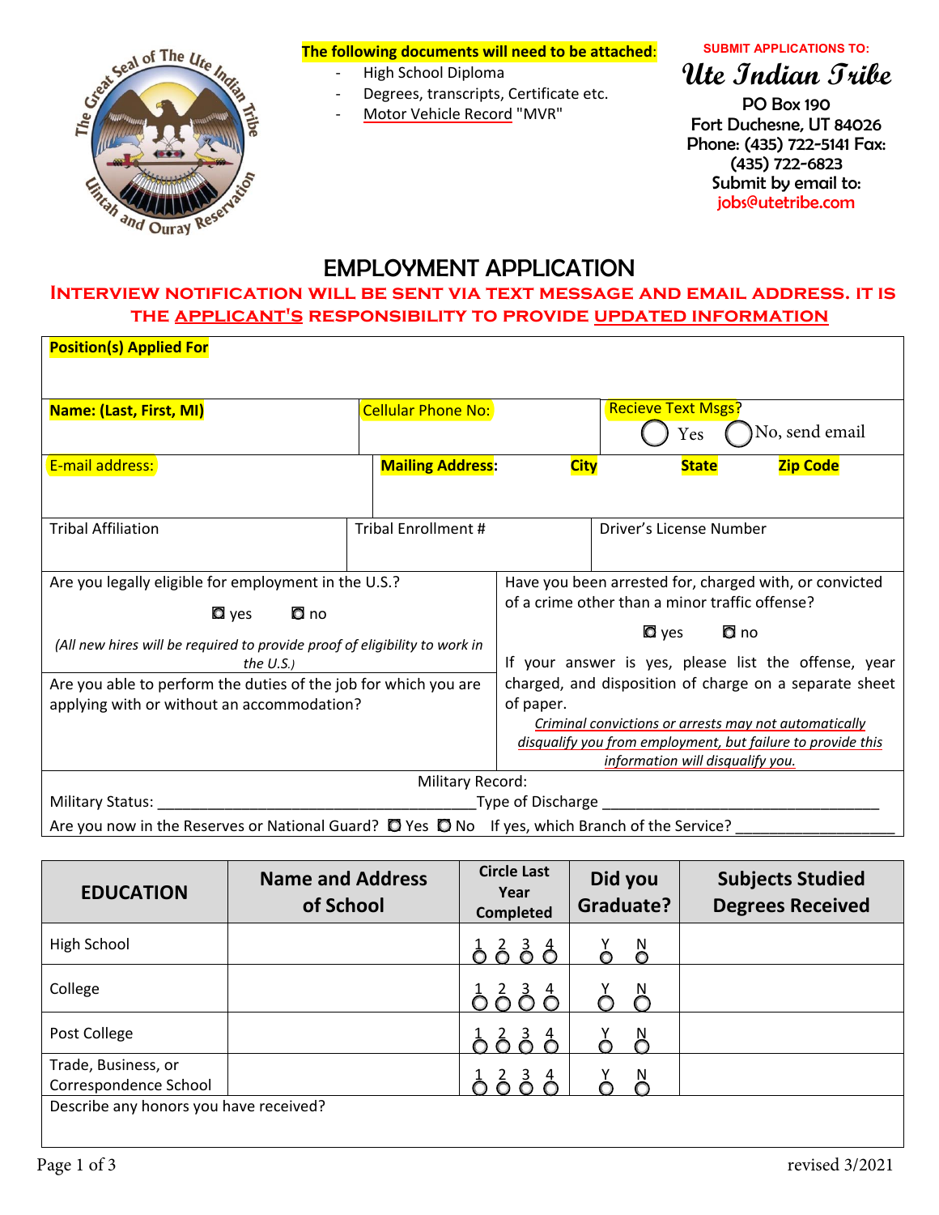**The following documents will need to be attached:**

- High School Diploma
- Degrees, transcripts, Certificate etc.
- Motor Vehicle Record "MVR"

**SUBMIT APPLICATIONS TO:**

**Ute Indian Tribe**
PO Box 190
Fort Duchesne, UT 84026
Phone: (435) 722-5141 Fax: (435) 722-6823
Submit by email to:
jobs@utetribe.com

# EMPLOYMENT APPLICATION

**INTERVIEW NOTIFICATION WILL BE SENT VIA TEXT MESSAGE AND EMAIL ADDRESS. IT IS THE APPLICANT'S RESPONSIBILITY TO PROVIDE UPDATED INFORMATION**

| | | |
|---|---|---|
| **Position(s) Applied For** | | |
| **Name: (Last, First, MI)** | Cellular Phone No: | Recieve Text Msgs? ◯ Yes ◯ No, send email |
| E-mail address: | **Mailing Address:** **City** **State** **Zip Code** | |
| Tribal Affiliation | Tribal Enrollment # | Driver's License Number |

| | |
|---|---|
| Are you legally eligible for employment in the U.S.? ◘ yes ◘ no<br>*(All new hires will be required to provide proof of eligibility to work in the U.S.)* | Have you been arrested for, charged with, or convicted of a crime other than a minor traffic offense? ◘ yes ◘ no<br>If your answer is yes, please list the offense, year charged, and disposition of charge on a separate sheet of paper.<br>*Criminal convictions or arrests may not automatically disqualify you from employment, but failure to provide this information will disqualify you.* |
| Are you able to perform the duties of the job for which you are applying with or without an accommodation? | |

Military Record:

Military Status: ______________________________________ Type of Discharge __________________________________

Are you now in the Reserves or National Guard? ◘ Yes ◘ No If yes, which Branch of the Service? ___________________

| EDUCATION | Name and Address of School | Circle Last Year Completed | Did you Graduate? | Subjects Studied Degrees Received |
|---|---|---|---|---|
| High School | | 1 2 3 4 | Y N | |
| College | | 1 2 3 4 | Y N | |
| Post College | | 1 2 3 4 | Y N | |
| Trade, Business, or Correspondence School | | 1 2 3 4 | Y N | |

Describe any honors you have received?

revised 3/2021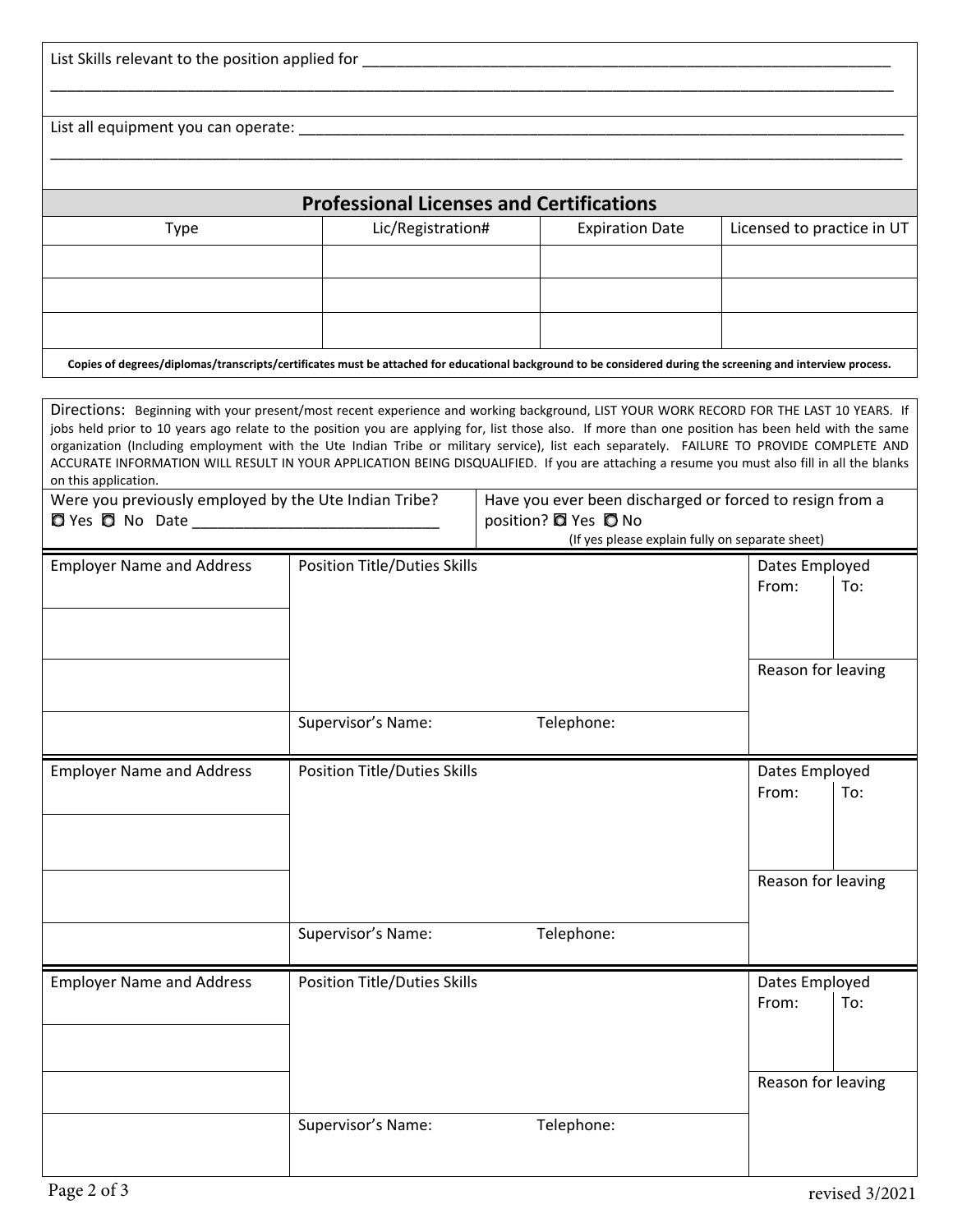List Skills relevant to the position applied for ______________________________________________________________

______________________________________________________________________________________________

List all equipment you can operate: ______________________________________________________________________

______________________________________________________________________________________________

## Professional Licenses and Certifications

| Type | Lic/Registration# | Expiration Date | Licensed to practice in UT |
|---|---|---|---|
| | | | |
| | | | |
| | | | |

**Copies of degrees/diplomas/transcripts/certificates must be attached for educational background to be considered during the screening and interview process.**

Directions: Beginning with your present/most recent experience and working background, LIST YOUR WORK RECORD FOR THE LAST 10 YEARS. If jobs held prior to 10 years ago relate to the position you are applying for, list those also. If more than one position has been held with the same organization (Including employment with the Ute Indian Tribe or military service), list each separately. FAILURE TO PROVIDE COMPLETE AND ACCURATE INFORMATION WILL RESULT IN YOUR APPLICATION BEING DISQUALIFIED. If you are attaching a resume you must also fill in all the blanks on this application.

| Were you previously employed by the Ute Indian Tribe? ◘ Yes ◘ No Date _______________________________ | Have you ever been discharged or forced to resign from a position? ◘ Yes ◘ No (If yes please explain fully on separate sheet) |
|---|---|

| Employer Name and Address | Position Title/Duties Skills | Dates Employed From: | To: |
|---|---|---|---|
| | | | |
| | | Reason for leaving | |
| | Supervisor's Name: Telephone: | | |

| Employer Name and Address | Position Title/Duties Skills | Dates Employed From: | To: |
|---|---|---|---|
| | | | |
| | | Reason for leaving | |
| | Supervisor's Name: Telephone: | | |

| Employer Name and Address | Position Title/Duties Skills | Dates Employed From: | To: |
|---|---|---|---|
| | | | |
| | | Reason for leaving | |
| | Supervisor's Name: Telephone: | | |

revised 3/2021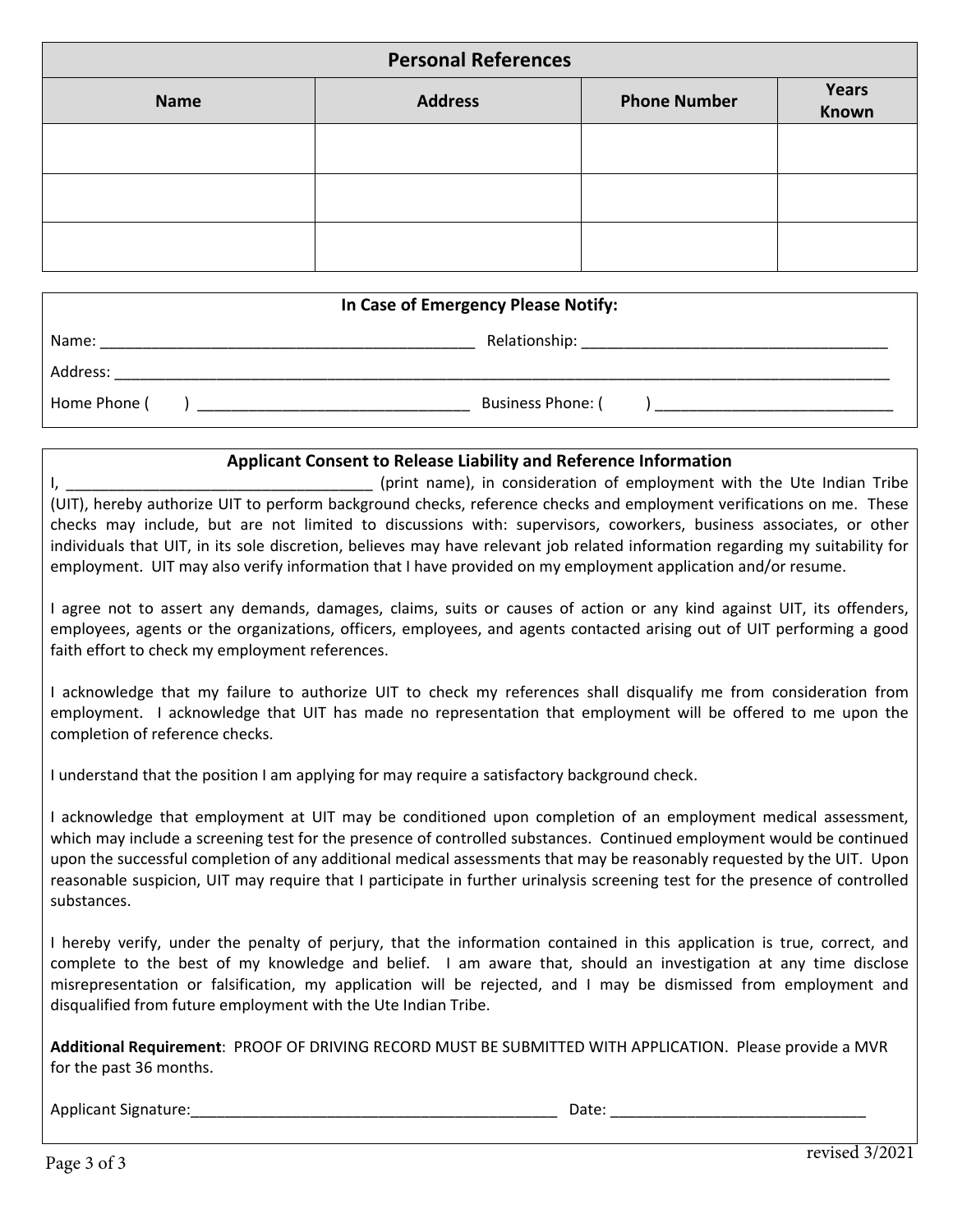## Personal References

| Name | Address | Phone Number | Years Known |
|---|---|---|---|
| | | | |
| | | | |
| | | | |

### In Case of Emergency Please Notify:

Name: _____________________________________________ Relationship: ____________________________________

Address: ______________________________________________________________________________________________

Home Phone (     ) _______________________________ Business Phone: (     ) ____________________________

### Applicant Consent to Release Liability and Reference Information

I, ____________________________________ (print name), in consideration of employment with the Ute Indian Tribe (UIT), hereby authorize UIT to perform background checks, reference checks and employment verifications on me. These checks may include, but are not limited to discussions with: supervisors, coworkers, business associates, or other individuals that UIT, in its sole discretion, believes may have relevant job related information regarding my suitability for employment. UIT may also verify information that I have provided on my employment application and/or resume.

I agree not to assert any demands, damages, claims, suits or causes of action or any kind against UIT, its offenders, employees, agents or the organizations, officers, employees, and agents contacted arising out of UIT performing a good faith effort to check my employment references.

I acknowledge that my failure to authorize UIT to check my references shall disqualify me from consideration from employment. I acknowledge that UIT has made no representation that employment will be offered to me upon the completion of reference checks.

I understand that the position I am applying for may require a satisfactory background check.

I acknowledge that employment at UIT may be conditioned upon completion of an employment medical assessment, which may include a screening test for the presence of controlled substances. Continued employment would be continued upon the successful completion of any additional medical assessments that may be reasonably requested by the UIT. Upon reasonable suspicion, UIT may require that I participate in further urinalysis screening test for the presence of controlled substances.

I hereby verify, under the penalty of perjury, that the information contained in this application is true, correct, and complete to the best of my knowledge and belief. I am aware that, should an investigation at any time disclose misrepresentation or falsification, my application will be rejected, and I may be dismissed from employment and disqualified from future employment with the Ute Indian Tribe.

**Additional Requirement**: PROOF OF DRIVING RECORD MUST BE SUBMITTED WITH APPLICATION. Please provide a MVR for the past 36 months.

Applicant Signature:_____________________________________________ Date: ______________________________

revised 3/2021